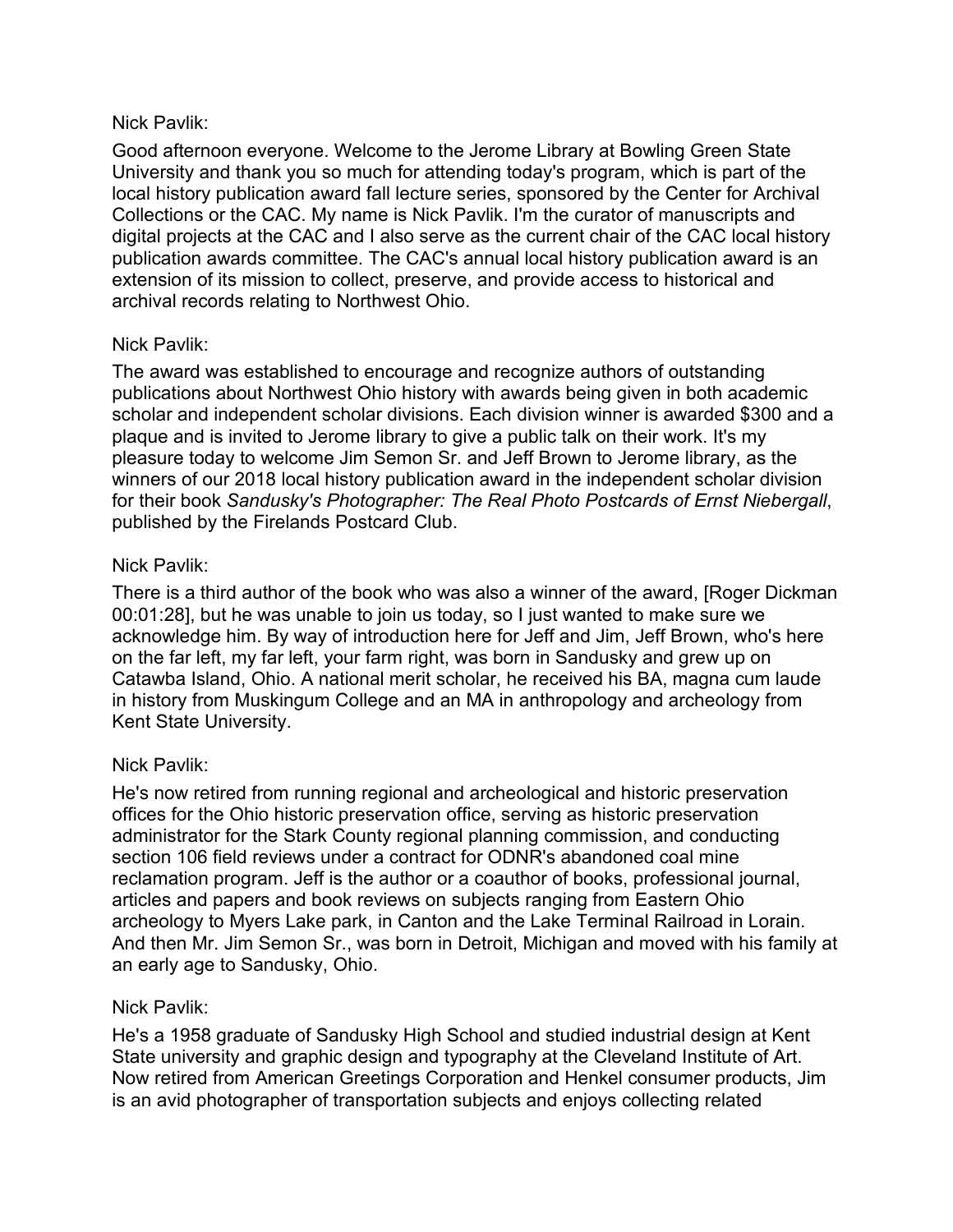Nick Pavlik:

Good afternoon everyone. Welcome to the Jerome Library at Bowling Green State University and thank you so much for attending today's program, which is part of the local history publication award fall lecture series, sponsored by the Center for Archival Collections or the CAC. My name is Nick Pavlik. I'm the curator of manuscripts and digital projects at the CAC and I also serve as the current chair of the CAC local history publication awards committee. The CAC's annual local history publication award is an extension of its mission to collect, preserve, and provide access to historical and archival records relating to Northwest Ohio.

Nick Pavlik:

The award was established to encourage and recognize authors of outstanding publications about Northwest Ohio history with awards being given in both academic scholar and independent scholar divisions. Each division winner is awarded $300 and a plaque and is invited to Jerome library to give a public talk on their work. It's my pleasure today to welcome Jim Semon Sr. and Jeff Brown to Jerome library, as the winners of our 2018 local history publication award in the independent scholar division for their book *Sandusky's Photographer: The Real Photo Postcards of Ernst Niebergall*, published by the Firelands Postcard Club.

Nick Pavlik:

There is a third author of the book who was also a winner of the award, [Roger Dickman 00:01:28], but he was unable to join us today, so I just wanted to make sure we acknowledge him. By way of introduction here for Jeff and Jim, Jeff Brown, who's here on the far left, my far left, your farm right, was born in Sandusky and grew up on Catawba Island, Ohio. A national merit scholar, he received his BA, magna cum laude in history from Muskingum College and an MA in anthropology and archeology from Kent State University.

Nick Pavlik:

He's now retired from running regional and archeological and historic preservation offices for the Ohio historic preservation office, serving as historic preservation administrator for the Stark County regional planning commission, and conducting section 106 field reviews under a contract for ODNR's abandoned coal mine reclamation program. Jeff is the author or a coauthor of books, professional journal, articles and papers and book reviews on subjects ranging from Eastern Ohio archeology to Myers Lake park, in Canton and the Lake Terminal Railroad in Lorain. And then Mr. Jim Semon Sr., was born in Detroit, Michigan and moved with his family at an early age to Sandusky, Ohio.

Nick Pavlik:

He's a 1958 graduate of Sandusky High School and studied industrial design at Kent State university and graphic design and typography at the Cleveland Institute of Art. Now retired from American Greetings Corporation and Henkel consumer products, Jim is an avid photographer of transportation subjects and enjoys collecting related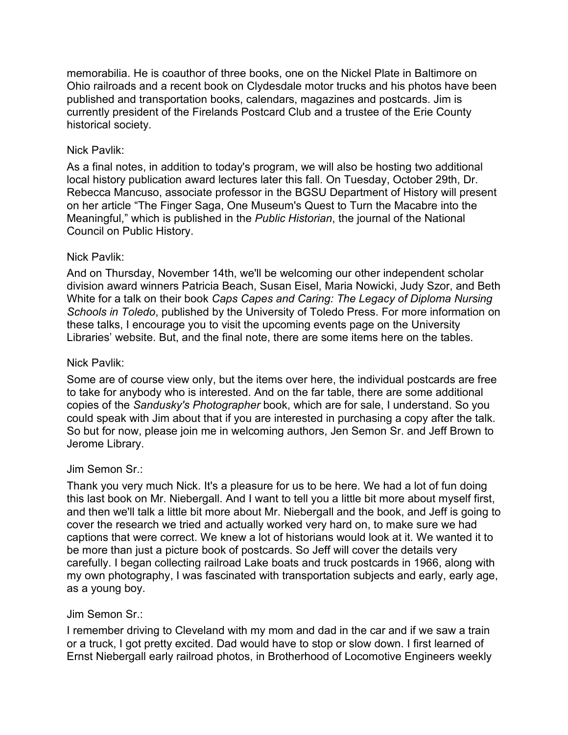memorabilia. He is coauthor of three books, one on the Nickel Plate in Baltimore on Ohio railroads and a recent book on Clydesdale motor trucks and his photos have been published and transportation books, calendars, magazines and postcards. Jim is currently president of the Firelands Postcard Club and a trustee of the Erie County historical society.

Nick Pavlik:

As a final notes, in addition to today's program, we will also be hosting two additional local history publication award lectures later this fall. On Tuesday, October 29th, Dr. Rebecca Mancuso, associate professor in the BGSU Department of History will present on her article "The Finger Saga, One Museum's Quest to Turn the Macabre into the Meaningful," which is published in the *Public Historian*, the journal of the National Council on Public History.

Nick Pavlik:

And on Thursday, November 14th, we'll be welcoming our other independent scholar division award winners Patricia Beach, Susan Eisel, Maria Nowicki, Judy Szor, and Beth White for a talk on their book *Caps Capes and Caring: The Legacy of Diploma Nursing Schools in Toledo*, published by the University of Toledo Press. For more information on these talks, I encourage you to visit the upcoming events page on the University Libraries' website. But, and the final note, there are some items here on the tables.

Nick Pavlik:

Some are of course view only, but the items over here, the individual postcards are free to take for anybody who is interested. And on the far table, there are some additional copies of the *Sandusky's Photographer* book, which are for sale, I understand. So you could speak with Jim about that if you are interested in purchasing a copy after the talk. So but for now, please join me in welcoming authors, Jen Semon Sr. and Jeff Brown to Jerome Library.

Jim Semon Sr.:

Thank you very much Nick. It's a pleasure for us to be here. We had a lot of fun doing this last book on Mr. Niebergall. And I want to tell you a little bit more about myself first, and then we'll talk a little bit more about Mr. Niebergall and the book, and Jeff is going to cover the research we tried and actually worked very hard on, to make sure we had captions that were correct. We knew a lot of historians would look at it. We wanted it to be more than just a picture book of postcards. So Jeff will cover the details very carefully. I began collecting railroad Lake boats and truck postcards in 1966, along with my own photography, I was fascinated with transportation subjects and early, early age, as a young boy.

Jim Semon Sr.:

I remember driving to Cleveland with my mom and dad in the car and if we saw a train or a truck, I got pretty excited. Dad would have to stop or slow down. I first learned of Ernst Niebergall early railroad photos, in Brotherhood of Locomotive Engineers weekly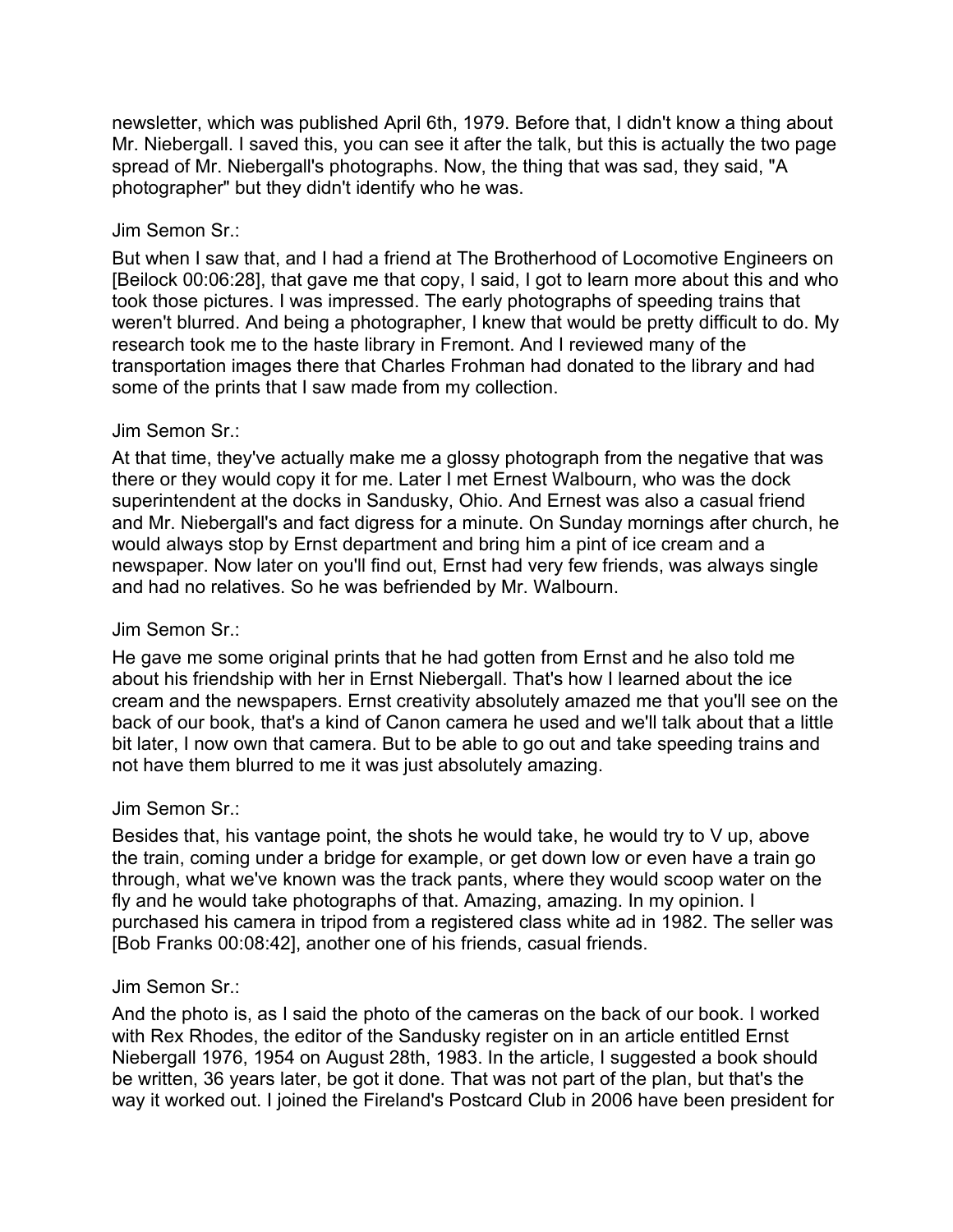newsletter, which was published April 6th, 1979. Before that, I didn't know a thing about Mr. Niebergall. I saved this, you can see it after the talk, but this is actually the two page spread of Mr. Niebergall's photographs. Now, the thing that was sad, they said, "A photographer" but they didn't identify who he was.

Jim Semon Sr.:

But when I saw that, and I had a friend at The Brotherhood of Locomotive Engineers on [Beilock 00:06:28], that gave me that copy, I said, I got to learn more about this and who took those pictures. I was impressed. The early photographs of speeding trains that weren't blurred. And being a photographer, I knew that would be pretty difficult to do. My research took me to the haste library in Fremont. And I reviewed many of the transportation images there that Charles Frohman had donated to the library and had some of the prints that I saw made from my collection.

Jim Semon Sr.:

At that time, they've actually make me a glossy photograph from the negative that was there or they would copy it for me. Later I met Ernest Walbourn, who was the dock superintendent at the docks in Sandusky, Ohio. And Ernest was also a casual friend and Mr. Niebergall's and fact digress for a minute. On Sunday mornings after church, he would always stop by Ernst department and bring him a pint of ice cream and a newspaper. Now later on you'll find out, Ernst had very few friends, was always single and had no relatives. So he was befriended by Mr. Walbourn.

Jim Semon Sr.:

He gave me some original prints that he had gotten from Ernst and he also told me about his friendship with her in Ernst Niebergall. That's how I learned about the ice cream and the newspapers. Ernst creativity absolutely amazed me that you'll see on the back of our book, that's a kind of Canon camera he used and we'll talk about that a little bit later, I now own that camera. But to be able to go out and take speeding trains and not have them blurred to me it was just absolutely amazing.

Jim Semon Sr.:

Besides that, his vantage point, the shots he would take, he would try to V up, above the train, coming under a bridge for example, or get down low or even have a train go through, what we've known was the track pants, where they would scoop water on the fly and he would take photographs of that. Amazing, amazing. In my opinion. I purchased his camera in tripod from a registered class white ad in 1982. The seller was [Bob Franks 00:08:42], another one of his friends, casual friends.

Jim Semon Sr.:

And the photo is, as I said the photo of the cameras on the back of our book. I worked with Rex Rhodes, the editor of the Sandusky register on in an article entitled Ernst Niebergall 1976, 1954 on August 28th, 1983. In the article, I suggested a book should be written, 36 years later, be got it done. That was not part of the plan, but that's the way it worked out. I joined the Fireland's Postcard Club in 2006 have been president for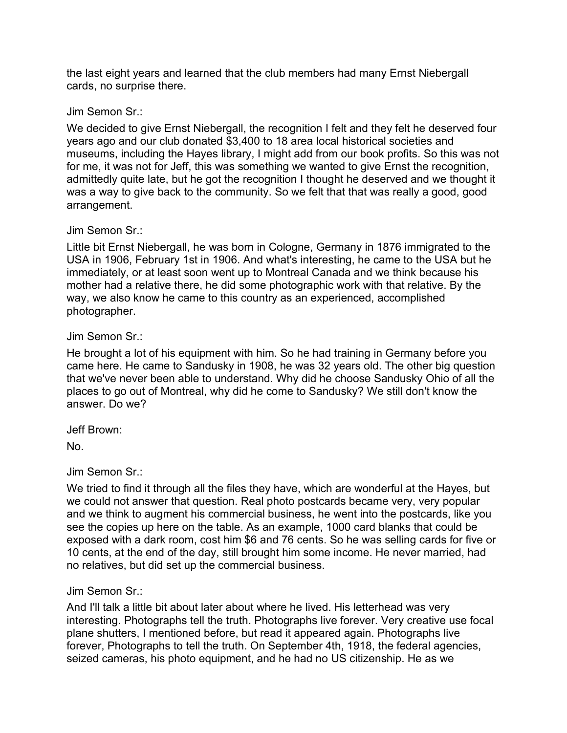the last eight years and learned that the club members had many Ernst Niebergall cards, no surprise there.

Jim Semon Sr.:

We decided to give Ernst Niebergall, the recognition I felt and they felt he deserved four years ago and our club donated $3,400 to 18 area local historical societies and museums, including the Hayes library, I might add from our book profits. So this was not for me, it was not for Jeff, this was something we wanted to give Ernst the recognition, admittedly quite late, but he got the recognition I thought he deserved and we thought it was a way to give back to the community. So we felt that that was really a good, good arrangement.

Jim Semon Sr.:

Little bit Ernst Niebergall, he was born in Cologne, Germany in 1876 immigrated to the USA in 1906, February 1st in 1906. And what's interesting, he came to the USA but he immediately, or at least soon went up to Montreal Canada and we think because his mother had a relative there, he did some photographic work with that relative. By the way, we also know he came to this country as an experienced, accomplished photographer.

Jim Semon Sr.:

He brought a lot of his equipment with him. So he had training in Germany before you came here. He came to Sandusky in 1908, he was 32 years old. The other big question that we've never been able to understand. Why did he choose Sandusky Ohio of all the places to go out of Montreal, why did he come to Sandusky? We still don't know the answer. Do we?

Jeff Brown:

No.

Jim Semon Sr.:

We tried to find it through all the files they have, which are wonderful at the Hayes, but we could not answer that question. Real photo postcards became very, very popular and we think to augment his commercial business, he went into the postcards, like you see the copies up here on the table. As an example, 1000 card blanks that could be exposed with a dark room, cost him $6 and 76 cents. So he was selling cards for five or 10 cents, at the end of the day, still brought him some income. He never married, had no relatives, but did set up the commercial business.

Jim Semon Sr.:

And I'll talk a little bit about later about where he lived. His letterhead was very interesting. Photographs tell the truth. Photographs live forever. Very creative use focal plane shutters, I mentioned before, but read it appeared again. Photographs live forever, Photographs to tell the truth. On September 4th, 1918, the federal agencies, seized cameras, his photo equipment, and he had no US citizenship. He as we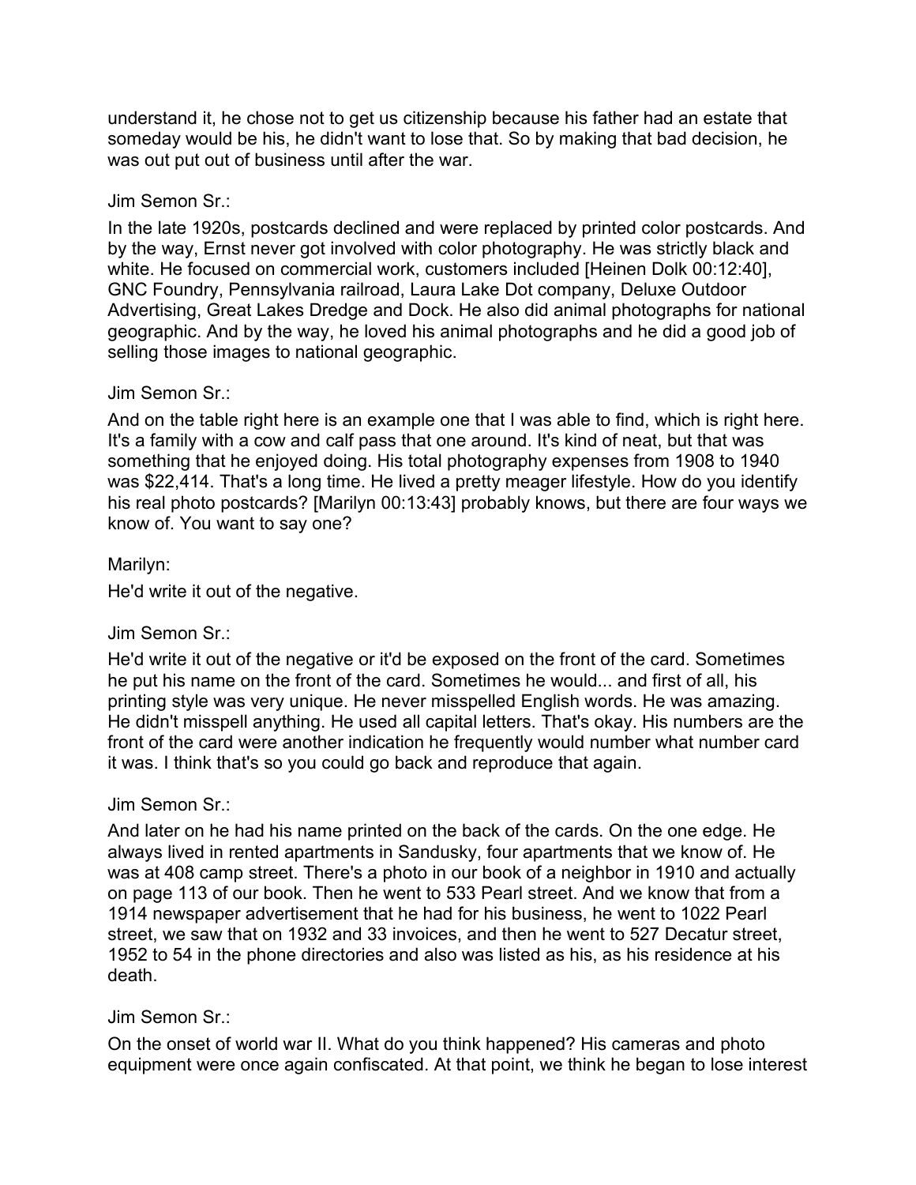understand it, he chose not to get us citizenship because his father had an estate that someday would be his, he didn't want to lose that. So by making that bad decision, he was out put out of business until after the war.

Jim Semon Sr.:

In the late 1920s, postcards declined and were replaced by printed color postcards. And by the way, Ernst never got involved with color photography. He was strictly black and white. He focused on commercial work, customers included [Heinen Dolk 00:12:40], GNC Foundry, Pennsylvania railroad, Laura Lake Dot company, Deluxe Outdoor Advertising, Great Lakes Dredge and Dock. He also did animal photographs for national geographic. And by the way, he loved his animal photographs and he did a good job of selling those images to national geographic.

Jim Semon Sr.:

And on the table right here is an example one that I was able to find, which is right here. It's a family with a cow and calf pass that one around. It's kind of neat, but that was something that he enjoyed doing. His total photography expenses from 1908 to 1940 was $22,414. That's a long time. He lived a pretty meager lifestyle. How do you identify his real photo postcards? [Marilyn 00:13:43] probably knows, but there are four ways we know of. You want to say one?

Marilyn:

He'd write it out of the negative.

Jim Semon Sr.:

He'd write it out of the negative or it'd be exposed on the front of the card. Sometimes he put his name on the front of the card. Sometimes he would... and first of all, his printing style was very unique. He never misspelled English words. He was amazing. He didn't misspell anything. He used all capital letters. That's okay. His numbers are the front of the card were another indication he frequently would number what number card it was. I think that's so you could go back and reproduce that again.

Jim Semon Sr.:

And later on he had his name printed on the back of the cards. On the one edge. He always lived in rented apartments in Sandusky, four apartments that we know of. He was at 408 camp street. There's a photo in our book of a neighbor in 1910 and actually on page 113 of our book. Then he went to 533 Pearl street. And we know that from a 1914 newspaper advertisement that he had for his business, he went to 1022 Pearl street, we saw that on 1932 and 33 invoices, and then he went to 527 Decatur street, 1952 to 54 in the phone directories and also was listed as his, as his residence at his death.

Jim Semon Sr.:

On the onset of world war II. What do you think happened? His cameras and photo equipment were once again confiscated. At that point, we think he began to lose interest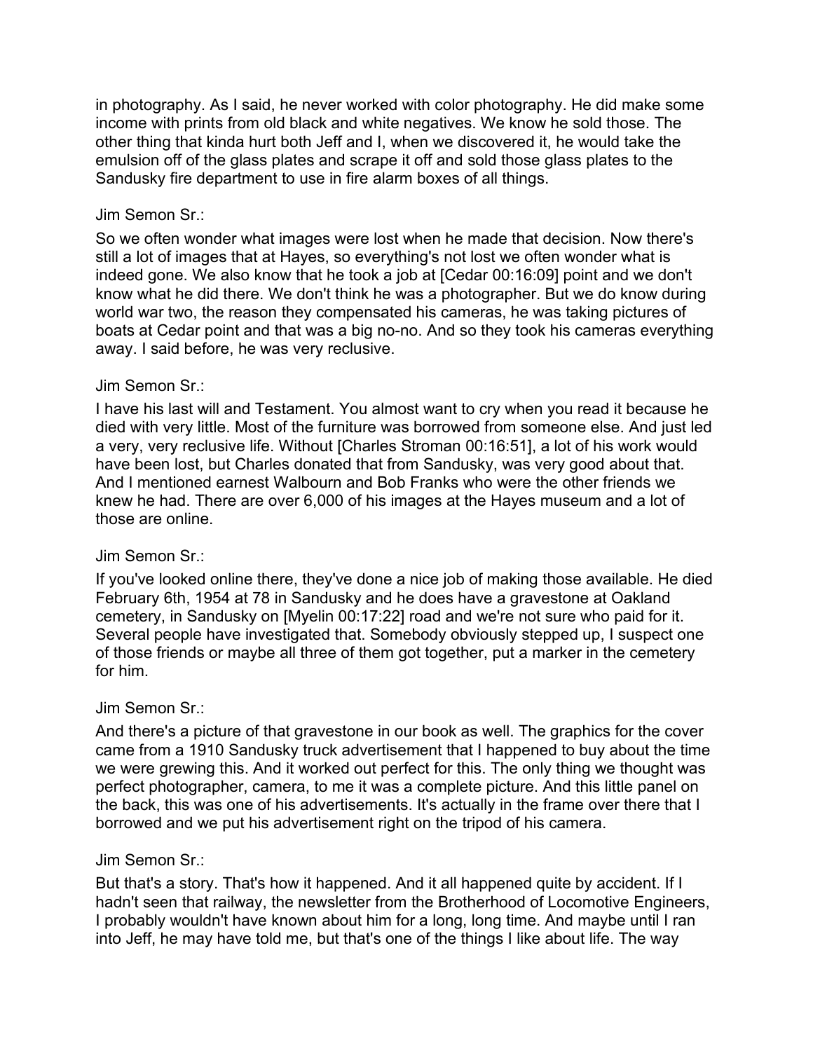in photography. As I said, he never worked with color photography. He did make some income with prints from old black and white negatives. We know he sold those. The other thing that kinda hurt both Jeff and I, when we discovered it, he would take the emulsion off of the glass plates and scrape it off and sold those glass plates to the Sandusky fire department to use in fire alarm boxes of all things.

Jim Semon Sr.:

So we often wonder what images were lost when he made that decision. Now there's still a lot of images that at Hayes, so everything's not lost we often wonder what is indeed gone. We also know that he took a job at [Cedar 00:16:09] point and we don't know what he did there. We don't think he was a photographer. But we do know during world war two, the reason they compensated his cameras, he was taking pictures of boats at Cedar point and that was a big no-no. And so they took his cameras everything away. I said before, he was very reclusive.

Jim Semon Sr.:

I have his last will and Testament. You almost want to cry when you read it because he died with very little. Most of the furniture was borrowed from someone else. And just led a very, very reclusive life. Without [Charles Stroman 00:16:51], a lot of his work would have been lost, but Charles donated that from Sandusky, was very good about that. And I mentioned earnest Walbourn and Bob Franks who were the other friends we knew he had. There are over 6,000 of his images at the Hayes museum and a lot of those are online.

Jim Semon Sr.:

If you've looked online there, they've done a nice job of making those available. He died February 6th, 1954 at 78 in Sandusky and he does have a gravestone at Oakland cemetery, in Sandusky on [Myelin 00:17:22] road and we're not sure who paid for it. Several people have investigated that. Somebody obviously stepped up, I suspect one of those friends or maybe all three of them got together, put a marker in the cemetery for him.

Jim Semon Sr.:

And there's a picture of that gravestone in our book as well. The graphics for the cover came from a 1910 Sandusky truck advertisement that I happened to buy about the time we were growing this. And it worked out perfect for this. The only thing we thought was perfect photographer, camera, to me it was a complete picture. And this little panel on the back, this was one of his advertisements. It's actually in the frame over there that I borrowed and we put his advertisement right on the tripod of his camera.

Jim Semon Sr.:

But that's a story. That's how it happened. And it all happened quite by accident. If I hadn't seen that railway, the newsletter from the Brotherhood of Locomotive Engineers, I probably wouldn't have known about him for a long, long time. And maybe until I ran into Jeff, he may have told me, but that's one of the things I like about life. The way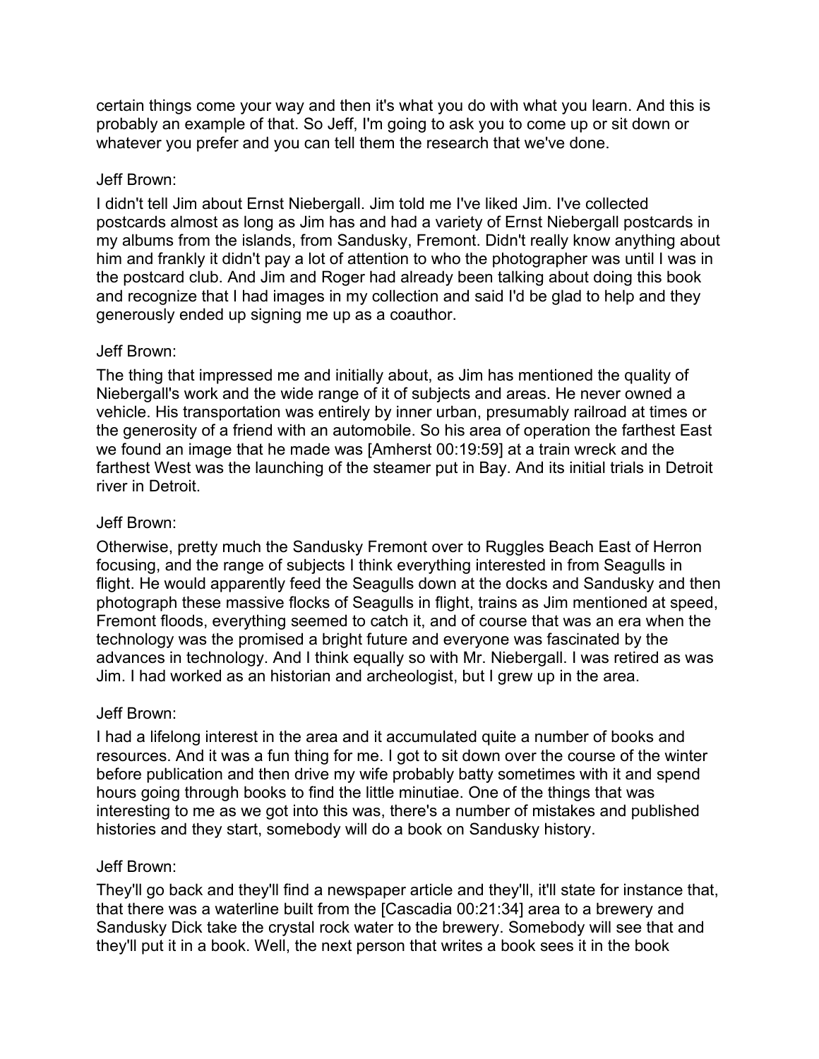certain things come your way and then it's what you do with what you learn. And this is probably an example of that. So Jeff, I'm going to ask you to come up or sit down or whatever you prefer and you can tell them the research that we've done.

Jeff Brown:

I didn't tell Jim about Ernst Niebergall. Jim told me I've liked Jim. I've collected postcards almost as long as Jim has and had a variety of Ernst Niebergall postcards in my albums from the islands, from Sandusky, Fremont. Didn't really know anything about him and frankly it didn't pay a lot of attention to who the photographer was until I was in the postcard club. And Jim and Roger had already been talking about doing this book and recognize that I had images in my collection and said I'd be glad to help and they generously ended up signing me up as a coauthor.

Jeff Brown:

The thing that impressed me and initially about, as Jim has mentioned the quality of Niebergall's work and the wide range of it of subjects and areas. He never owned a vehicle. His transportation was entirely by inner urban, presumably railroad at times or the generosity of a friend with an automobile. So his area of operation the farthest East we found an image that he made was [Amherst 00:19:59] at a train wreck and the farthest West was the launching of the steamer put in Bay. And its initial trials in Detroit river in Detroit.

Jeff Brown:

Otherwise, pretty much the Sandusky Fremont over to Ruggles Beach East of Herron focusing, and the range of subjects I think everything interested in from Seagulls in flight. He would apparently feed the Seagulls down at the docks and Sandusky and then photograph these massive flocks of Seagulls in flight, trains as Jim mentioned at speed, Fremont floods, everything seemed to catch it, and of course that was an era when the technology was the promised a bright future and everyone was fascinated by the advances in technology. And I think equally so with Mr. Niebergall. I was retired as was Jim. I had worked as an historian and archeologist, but I grew up in the area.

Jeff Brown:

I had a lifelong interest in the area and it accumulated quite a number of books and resources. And it was a fun thing for me. I got to sit down over the course of the winter before publication and then drive my wife probably batty sometimes with it and spend hours going through books to find the little minutiae. One of the things that was interesting to me as we got into this was, there's a number of mistakes and published histories and they start, somebody will do a book on Sandusky history.

Jeff Brown:

They'll go back and they'll find a newspaper article and they'll, it'll state for instance that, that there was a waterline built from the [Cascadia 00:21:34] area to a brewery and Sandusky Dick take the crystal rock water to the brewery. Somebody will see that and they'll put it in a book. Well, the next person that writes a book sees it in the book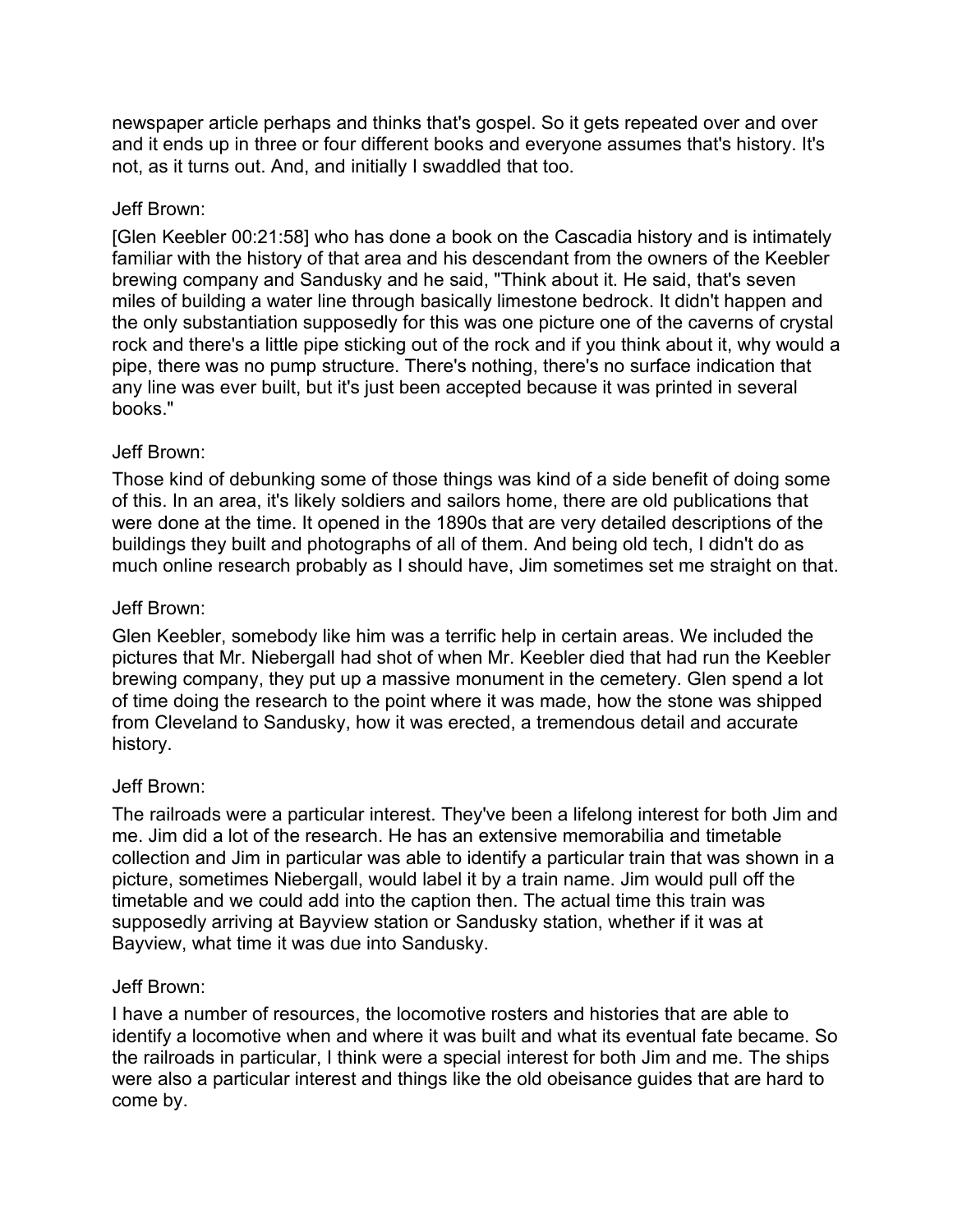newspaper article perhaps and thinks that's gospel. So it gets repeated over and over and it ends up in three or four different books and everyone assumes that's history. It's not, as it turns out. And, and initially I swaddled that too.

Jeff Brown:

[Glen Keebler 00:21:58] who has done a book on the Cascadia history and is intimately familiar with the history of that area and his descendant from the owners of the Keebler brewing company and Sandusky and he said, "Think about it. He said, that's seven miles of building a water line through basically limestone bedrock. It didn't happen and the only substantiation supposedly for this was one picture one of the caverns of crystal rock and there's a little pipe sticking out of the rock and if you think about it, why would a pipe, there was no pump structure. There's nothing, there's no surface indication that any line was ever built, but it's just been accepted because it was printed in several books."

Jeff Brown:

Those kind of debunking some of those things was kind of a side benefit of doing some of this. In an area, it's likely soldiers and sailors home, there are old publications that were done at the time. It opened in the 1890s that are very detailed descriptions of the buildings they built and photographs of all of them. And being old tech, I didn't do as much online research probably as I should have, Jim sometimes set me straight on that.

Jeff Brown:

Glen Keebler, somebody like him was a terrific help in certain areas. We included the pictures that Mr. Niebergall had shot of when Mr. Keebler died that had run the Keebler brewing company, they put up a massive monument in the cemetery. Glen spend a lot of time doing the research to the point where it was made, how the stone was shipped from Cleveland to Sandusky, how it was erected, a tremendous detail and accurate history.

Jeff Brown:

The railroads were a particular interest. They've been a lifelong interest for both Jim and me. Jim did a lot of the research. He has an extensive memorabilia and timetable collection and Jim in particular was able to identify a particular train that was shown in a picture, sometimes Niebergall, would label it by a train name. Jim would pull off the timetable and we could add into the caption then. The actual time this train was supposedly arriving at Bayview station or Sandusky station, whether if it was at Bayview, what time it was due into Sandusky.

Jeff Brown:

I have a number of resources, the locomotive rosters and histories that are able to identify a locomotive when and where it was built and what its eventual fate became. So the railroads in particular, I think were a special interest for both Jim and me. The ships were also a particular interest and things like the old obeisance guides that are hard to come by.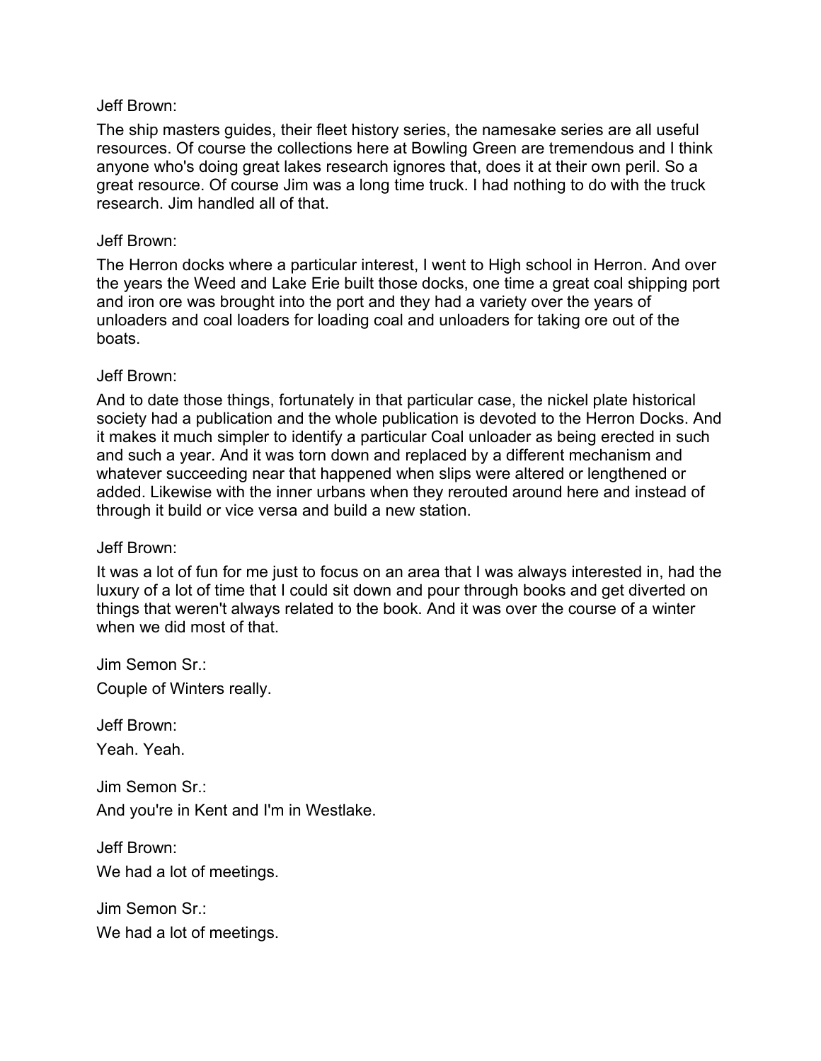Jeff Brown:

The ship masters guides, their fleet history series, the namesake series are all useful resources. Of course the collections here at Bowling Green are tremendous and I think anyone who's doing great lakes research ignores that, does it at their own peril. So a great resource. Of course Jim was a long time truck. I had nothing to do with the truck research. Jim handled all of that.

Jeff Brown:

The Herron docks where a particular interest, I went to High school in Herron. And over the years the Weed and Lake Erie built those docks, one time a great coal shipping port and iron ore was brought into the port and they had a variety over the years of unloaders and coal loaders for loading coal and unloaders for taking ore out of the boats.

Jeff Brown:

And to date those things, fortunately in that particular case, the nickel plate historical society had a publication and the whole publication is devoted to the Herron Docks. And it makes it much simpler to identify a particular Coal unloader as being erected in such and such a year. And it was torn down and replaced by a different mechanism and whatever succeeding near that happened when slips were altered or lengthened or added. Likewise with the inner urbans when they rerouted around here and instead of through it build or vice versa and build a new station.

Jeff Brown:

It was a lot of fun for me just to focus on an area that I was always interested in, had the luxury of a lot of time that I could sit down and pour through books and get diverted on things that weren't always related to the book. And it was over the course of a winter when we did most of that.

Jim Semon Sr.:

Couple of Winters really.

Jeff Brown:

Yeah. Yeah.

Jim Semon Sr.:

And you're in Kent and I'm in Westlake.

Jeff Brown:

We had a lot of meetings.

Jim Semon Sr.:

We had a lot of meetings.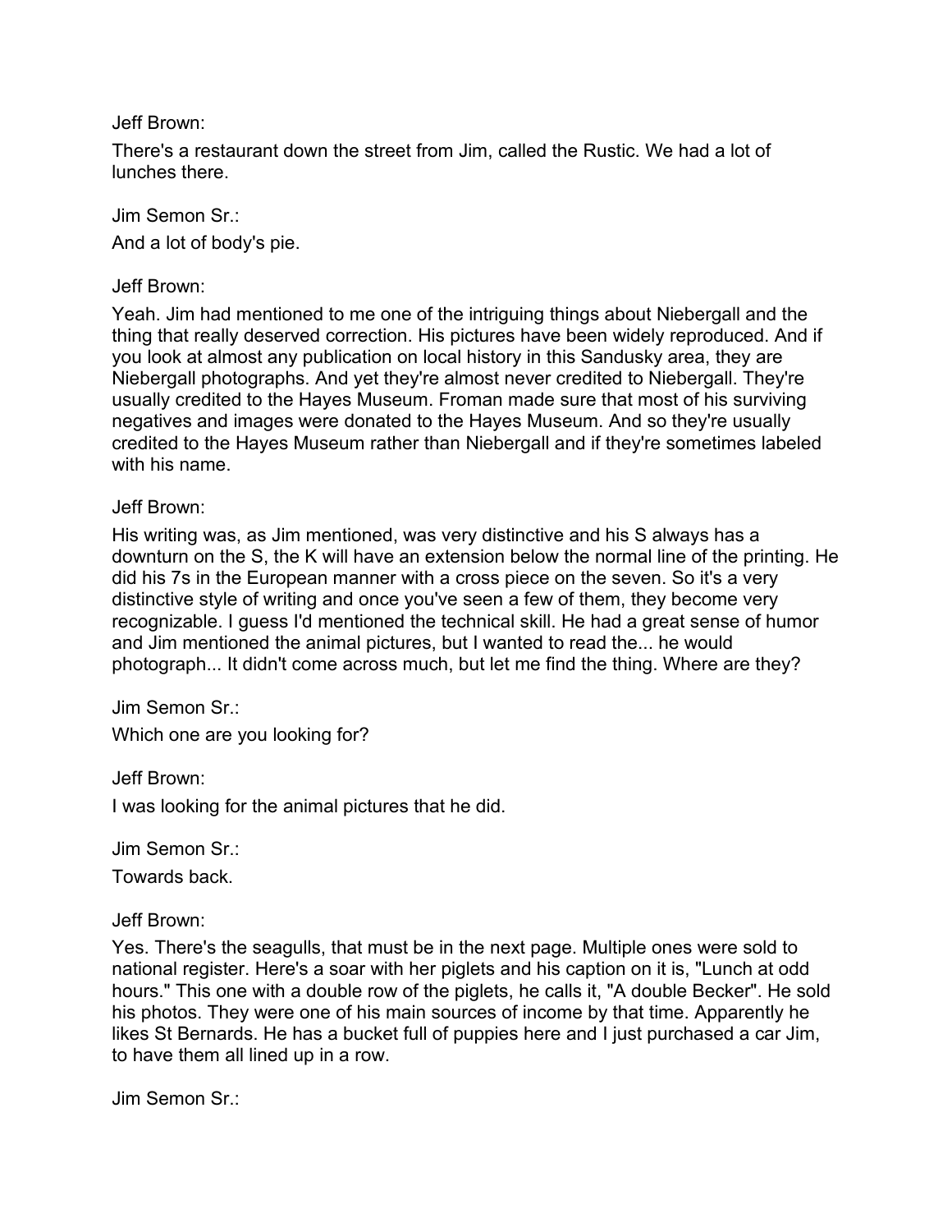Jeff Brown:

There's a restaurant down the street from Jim, called the Rustic. We had a lot of lunches there.

Jim Semon Sr.:

And a lot of body's pie.

Jeff Brown:

Yeah. Jim had mentioned to me one of the intriguing things about Niebergall and the thing that really deserved correction. His pictures have been widely reproduced. And if you look at almost any publication on local history in this Sandusky area, they are Niebergall photographs. And yet they're almost never credited to Niebergall. They're usually credited to the Hayes Museum. Froman made sure that most of his surviving negatives and images were donated to the Hayes Museum. And so they're usually credited to the Hayes Museum rather than Niebergall and if they're sometimes labeled with his name.

Jeff Brown:

His writing was, as Jim mentioned, was very distinctive and his S always has a downturn on the S, the K will have an extension below the normal line of the printing. He did his 7s in the European manner with a cross piece on the seven. So it's a very distinctive style of writing and once you've seen a few of them, they become very recognizable. I guess I'd mentioned the technical skill. He had a great sense of humor and Jim mentioned the animal pictures, but I wanted to read the... he would photograph... It didn't come across much, but let me find the thing. Where are they?

Jim Semon Sr.:

Which one are you looking for?

Jeff Brown:

I was looking for the animal pictures that he did.

Jim Semon Sr.:

Towards back.

Jeff Brown:

Yes. There's the seagulls, that must be in the next page. Multiple ones were sold to national register. Here's a soar with her piglets and his caption on it is, "Lunch at odd hours." This one with a double row of the piglets, he calls it, "A double Becker". He sold his photos. They were one of his main sources of income by that time. Apparently he likes St Bernards. He has a bucket full of puppies here and I just purchased a car Jim, to have them all lined up in a row.

Jim Semon Sr.: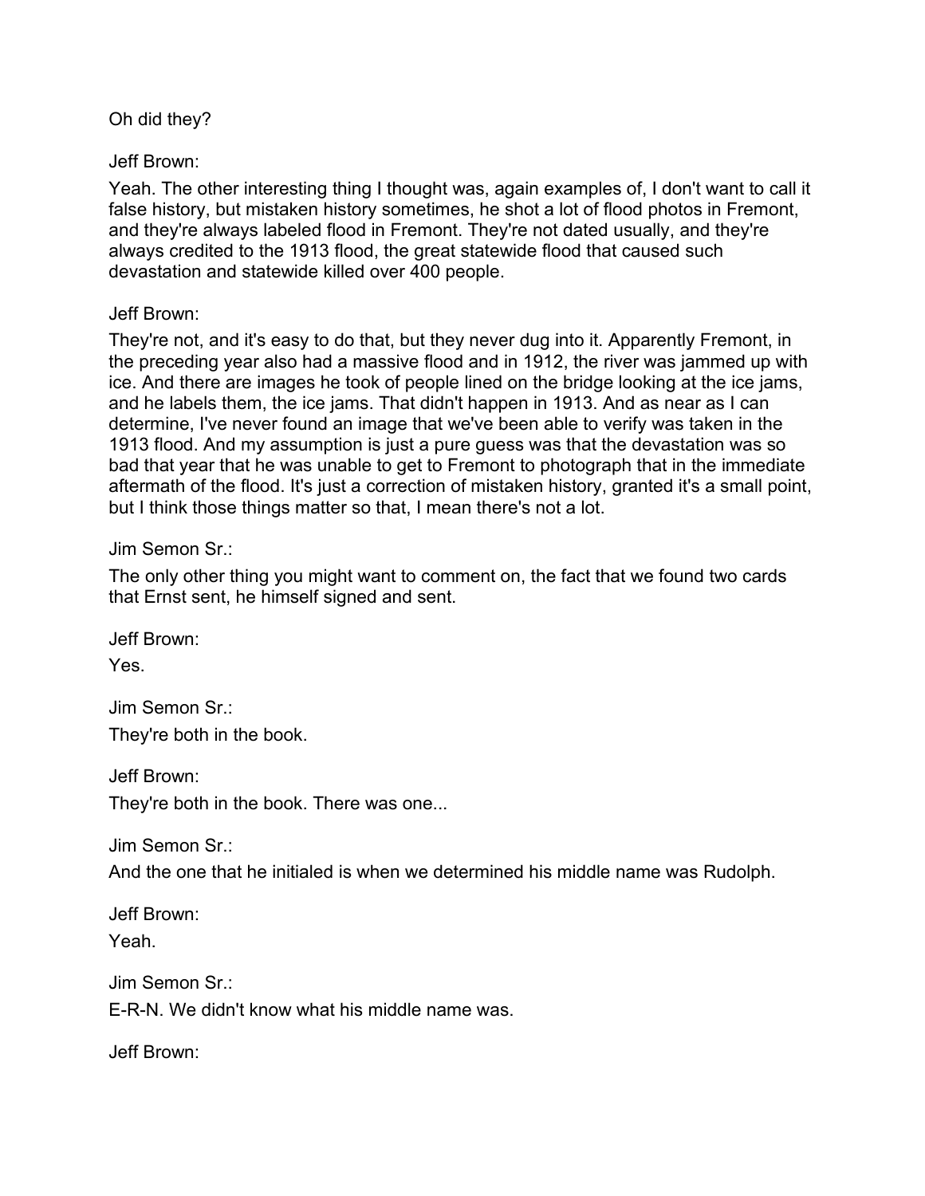Oh did they?

Jeff Brown:

Yeah. The other interesting thing I thought was, again examples of, I don't want to call it false history, but mistaken history sometimes, he shot a lot of flood photos in Fremont, and they're always labeled flood in Fremont. They're not dated usually, and they're always credited to the 1913 flood, the great statewide flood that caused such devastation and statewide killed over 400 people.

Jeff Brown:

They're not, and it's easy to do that, but they never dug into it. Apparently Fremont, in the preceding year also had a massive flood and in 1912, the river was jammed up with ice. And there are images he took of people lined on the bridge looking at the ice jams, and he labels them, the ice jams. That didn't happen in 1913. And as near as I can determine, I've never found an image that we've been able to verify was taken in the 1913 flood. And my assumption is just a pure guess was that the devastation was so bad that year that he was unable to get to Fremont to photograph that in the immediate aftermath of the flood. It's just a correction of mistaken history, granted it's a small point, but I think those things matter so that, I mean there's not a lot.

Jim Semon Sr.:

The only other thing you might want to comment on, the fact that we found two cards that Ernst sent, he himself signed and sent.

Jeff Brown:

Yes.

Jim Semon Sr.:

They're both in the book.

Jeff Brown:

They're both in the book. There was one...

Jim Semon Sr.:

And the one that he initialed is when we determined his middle name was Rudolph.

Jeff Brown:

Yeah.

Jim Semon Sr.:

E-R-N. We didn't know what his middle name was.

Jeff Brown: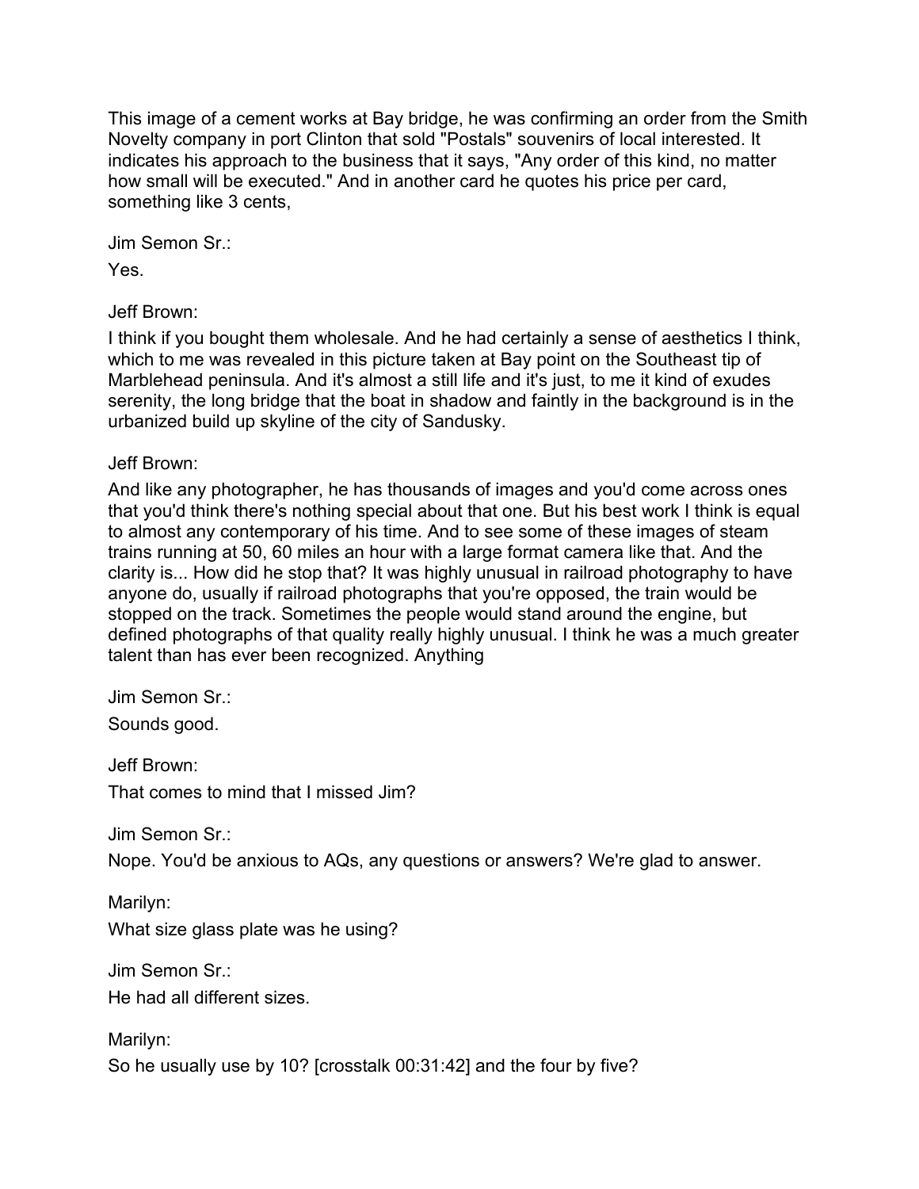This image of a cement works at Bay bridge, he was confirming an order from the Smith Novelty company in port Clinton that sold "Postals" souvenirs of local interested. It indicates his approach to the business that it says, "Any order of this kind, no matter how small will be executed." And in another card he quotes his price per card, something like 3 cents,

Jim Semon Sr.:

Yes.

Jeff Brown:

I think if you bought them wholesale. And he had certainly a sense of aesthetics I think, which to me was revealed in this picture taken at Bay point on the Southeast tip of Marblehead peninsula. And it's almost a still life and it's just, to me it kind of exudes serenity, the long bridge that the boat in shadow and faintly in the background is in the urbanized build up skyline of the city of Sandusky.

Jeff Brown:

And like any photographer, he has thousands of images and you'd come across ones that you'd think there's nothing special about that one. But his best work I think is equal to almost any contemporary of his time. And to see some of these images of steam trains running at 50, 60 miles an hour with a large format camera like that. And the clarity is... How did he stop that? It was highly unusual in railroad photography to have anyone do, usually if railroad photographs that you're opposed, the train would be stopped on the track. Sometimes the people would stand around the engine, but defined photographs of that quality really highly unusual. I think he was a much greater talent than has ever been recognized. Anything

Jim Semon Sr.:

Sounds good.

Jeff Brown:

That comes to mind that I missed Jim?

Jim Semon Sr.:

Nope. You'd be anxious to AQs, any questions or answers? We're glad to answer.

Marilyn:

What size glass plate was he using?

Jim Semon Sr.:

He had all different sizes.

Marilyn:

So he usually use by 10? [crosstalk 00:31:42] and the four by five?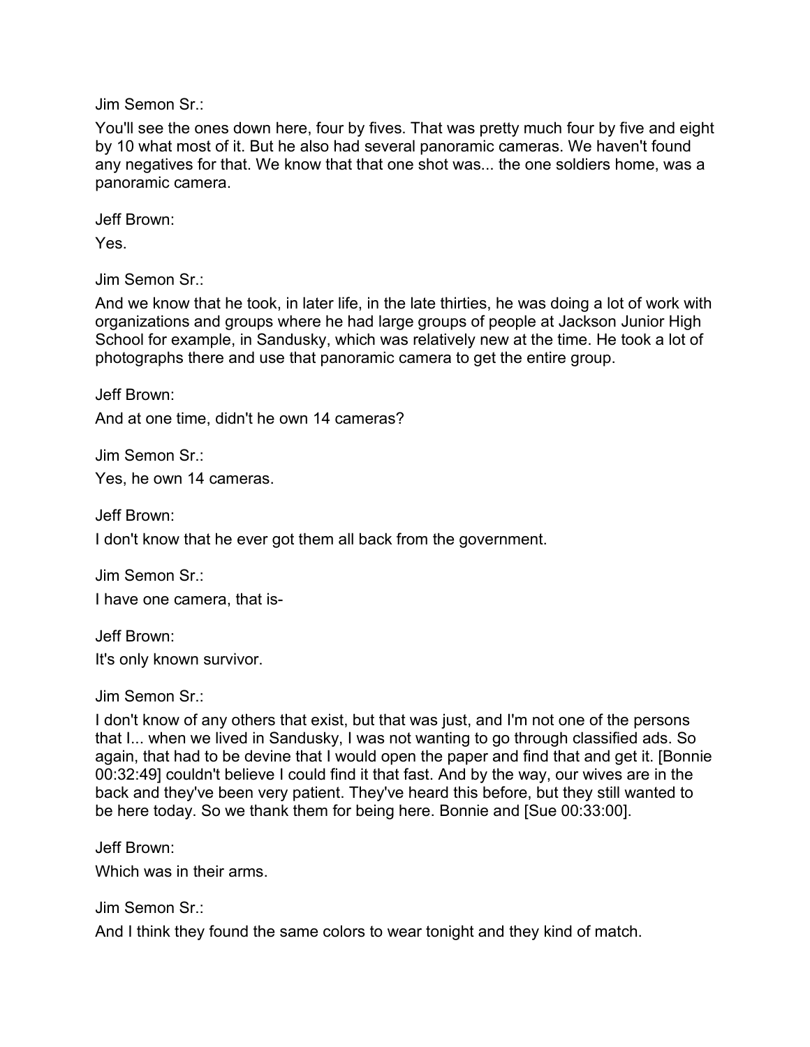Jim Semon Sr.:

You'll see the ones down here, four by fives. That was pretty much four by five and eight by 10 what most of it. But he also had several panoramic cameras. We haven't found any negatives for that. We know that that one shot was... the one soldiers home, was a panoramic camera.

Jeff Brown:

Yes.

Jim Semon Sr.:

And we know that he took, in later life, in the late thirties, he was doing a lot of work with organizations and groups where he had large groups of people at Jackson Junior High School for example, in Sandusky, which was relatively new at the time. He took a lot of photographs there and use that panoramic camera to get the entire group.

Jeff Brown:

And at one time, didn't he own 14 cameras?

Jim Semon Sr.:

Yes, he own 14 cameras.

Jeff Brown:

I don't know that he ever got them all back from the government.

Jim Semon Sr.:

I have one camera, that is-

Jeff Brown:

It's only known survivor.

Jim Semon Sr.:

I don't know of any others that exist, but that was just, and I'm not one of the persons that I... when we lived in Sandusky, I was not wanting to go through classified ads. So again, that had to be devine that I would open the paper and find that and get it. [Bonnie 00:32:49] couldn't believe I could find it that fast. And by the way, our wives are in the back and they've been very patient. They've heard this before, but they still wanted to be here today. So we thank them for being here. Bonnie and [Sue 00:33:00].

Jeff Brown:

Which was in their arms.

Jim Semon Sr.:

And I think they found the same colors to wear tonight and they kind of match.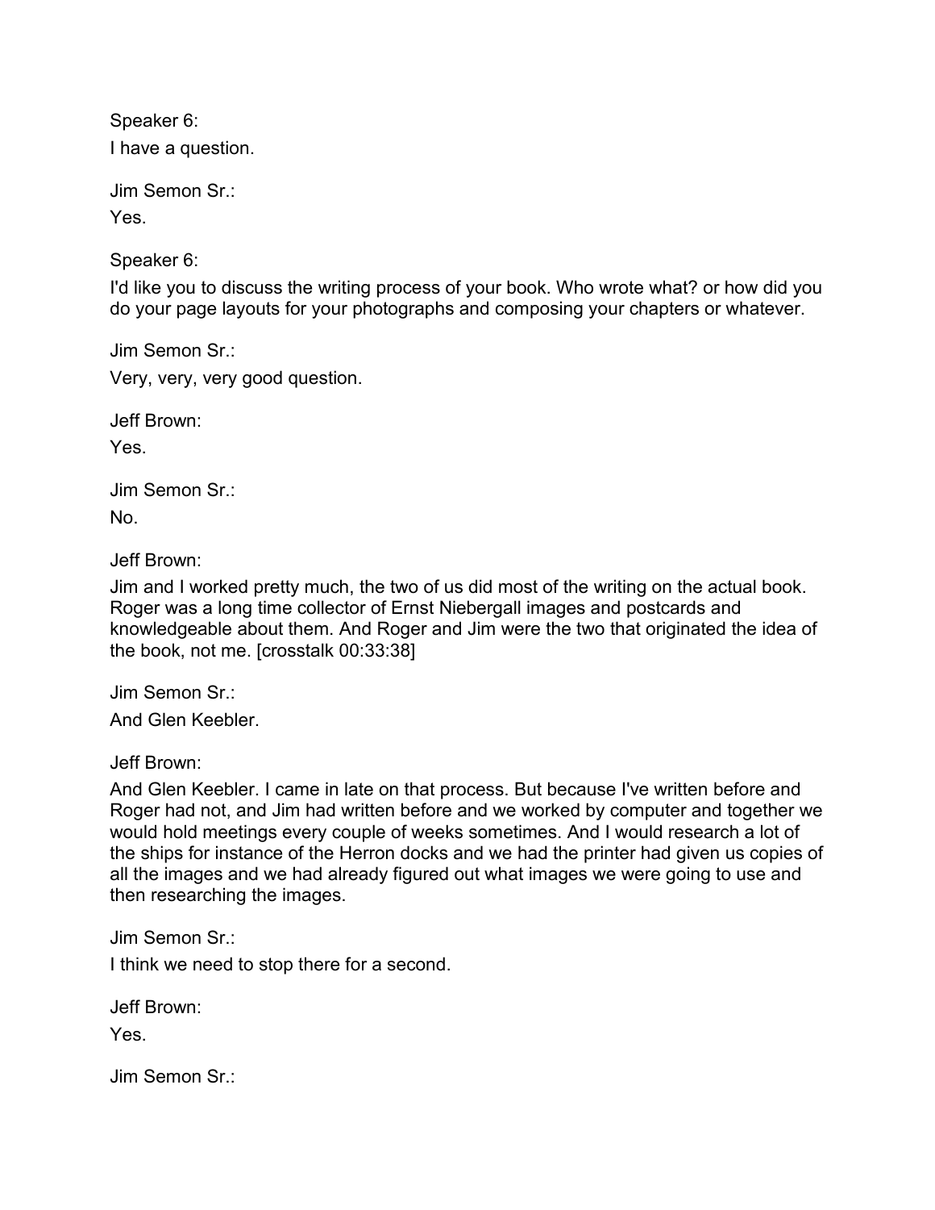Speaker 6:
I have a question.

Jim Semon Sr.:
Yes.

Speaker 6:
I'd like you to discuss the writing process of your book. Who wrote what? or how did you do your page layouts for your photographs and composing your chapters or whatever.

Jim Semon Sr.:
Very, very, very good question.

Jeff Brown:
Yes.

Jim Semon Sr.:
No.

Jeff Brown:
Jim and I worked pretty much, the two of us did most of the writing on the actual book. Roger was a long time collector of Ernst Niebergall images and postcards and knowledgeable about them. And Roger and Jim were the two that originated the idea of the book, not me. [crosstalk 00:33:38]

Jim Semon Sr.:
And Glen Keebler.

Jeff Brown:
And Glen Keebler. I came in late on that process. But because I've written before and Roger had not, and Jim had written before and we worked by computer and together we would hold meetings every couple of weeks sometimes. And I would research a lot of the ships for instance of the Herron docks and we had the printer had given us copies of all the images and we had already figured out what images we were going to use and then researching the images.

Jim Semon Sr.:
I think we need to stop there for a second.

Jeff Brown:
Yes.

Jim Semon Sr.: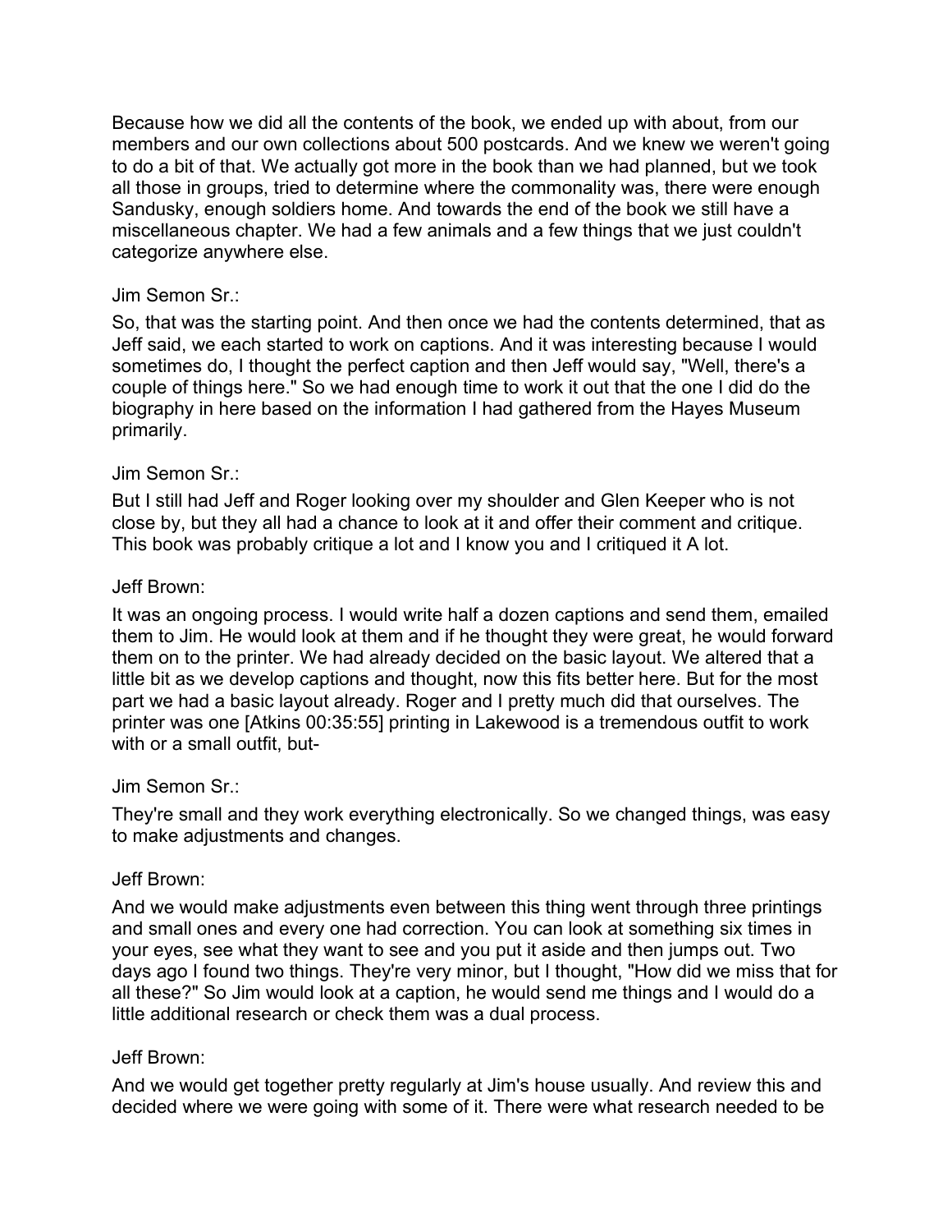Because how we did all the contents of the book, we ended up with about, from our members and our own collections about 500 postcards. And we knew we weren't going to do a bit of that. We actually got more in the book than we had planned, but we took all those in groups, tried to determine where the commonality was, there were enough Sandusky, enough soldiers home. And towards the end of the book we still have a miscellaneous chapter. We had a few animals and a few things that we just couldn't categorize anywhere else.

Jim Semon Sr.:

So, that was the starting point. And then once we had the contents determined, that as Jeff said, we each started to work on captions. And it was interesting because I would sometimes do, I thought the perfect caption and then Jeff would say, "Well, there's a couple of things here." So we had enough time to work it out that the one I did do the biography in here based on the information I had gathered from the Hayes Museum primarily.

Jim Semon Sr.:

But I still had Jeff and Roger looking over my shoulder and Glen Keeper who is not close by, but they all had a chance to look at it and offer their comment and critique. This book was probably critique a lot and I know you and I critiqued it A lot.

Jeff Brown:

It was an ongoing process. I would write half a dozen captions and send them, emailed them to Jim. He would look at them and if he thought they were great, he would forward them on to the printer. We had already decided on the basic layout. We altered that a little bit as we develop captions and thought, now this fits better here. But for the most part we had a basic layout already. Roger and I pretty much did that ourselves. The printer was one [Atkins 00:35:55] printing in Lakewood is a tremendous outfit to work with or a small outfit, but-

Jim Semon Sr.:

They're small and they work everything electronically. So we changed things, was easy to make adjustments and changes.

Jeff Brown:

And we would make adjustments even between this thing went through three printings and small ones and every one had correction. You can look at something six times in your eyes, see what they want to see and you put it aside and then jumps out. Two days ago I found two things. They're very minor, but I thought, "How did we miss that for all these?" So Jim would look at a caption, he would send me things and I would do a little additional research or check them was a dual process.

Jeff Brown:

And we would get together pretty regularly at Jim's house usually. And review this and decided where we were going with some of it. There were what research needed to be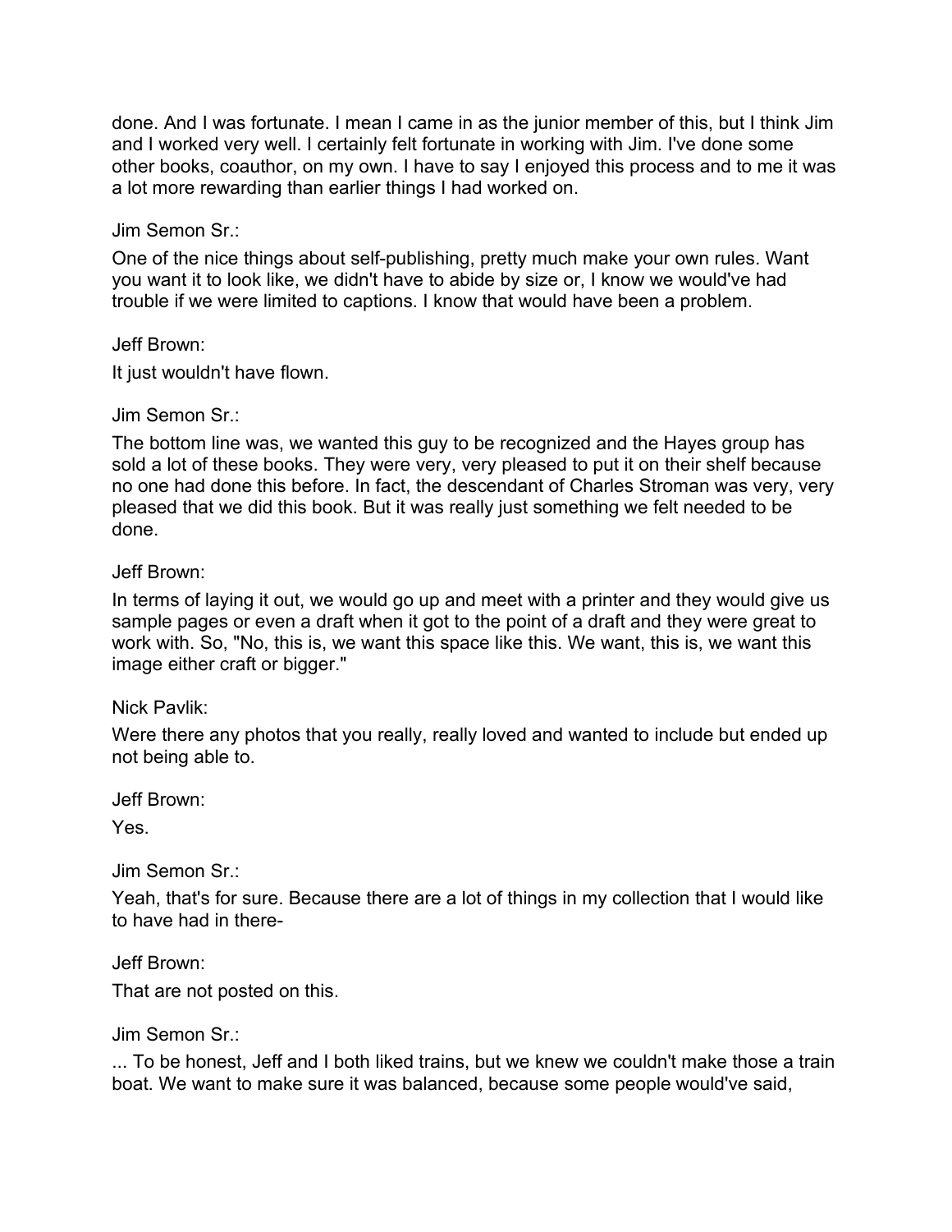done. And I was fortunate. I mean I came in as the junior member of this, but I think Jim and I worked very well. I certainly felt fortunate in working with Jim. I've done some other books, coauthor, on my own. I have to say I enjoyed this process and to me it was a lot more rewarding than earlier things I had worked on.

Jim Semon Sr.:

One of the nice things about self-publishing, pretty much make your own rules. Want you want it to look like, we didn't have to abide by size or, I know we would've had trouble if we were limited to captions. I know that would have been a problem.

Jeff Brown:

It just wouldn't have flown.

Jim Semon Sr.:

The bottom line was, we wanted this guy to be recognized and the Hayes group has sold a lot of these books. They were very, very pleased to put it on their shelf because no one had done this before. In fact, the descendant of Charles Stroman was very, very pleased that we did this book. But it was really just something we felt needed to be done.

Jeff Brown:

In terms of laying it out, we would go up and meet with a printer and they would give us sample pages or even a draft when it got to the point of a draft and they were great to work with. So, "No, this is, we want this space like this. We want, this is, we want this image either craft or bigger."

Nick Pavlik:

Were there any photos that you really, really loved and wanted to include but ended up not being able to.

Jeff Brown:

Yes.

Jim Semon Sr.:

Yeah, that's for sure. Because there are a lot of things in my collection that I would like to have had in there-

Jeff Brown:

That are not posted on this.

Jim Semon Sr.:

... To be honest, Jeff and I both liked trains, but we knew we couldn't make those a train boat. We want to make sure it was balanced, because some people would've said,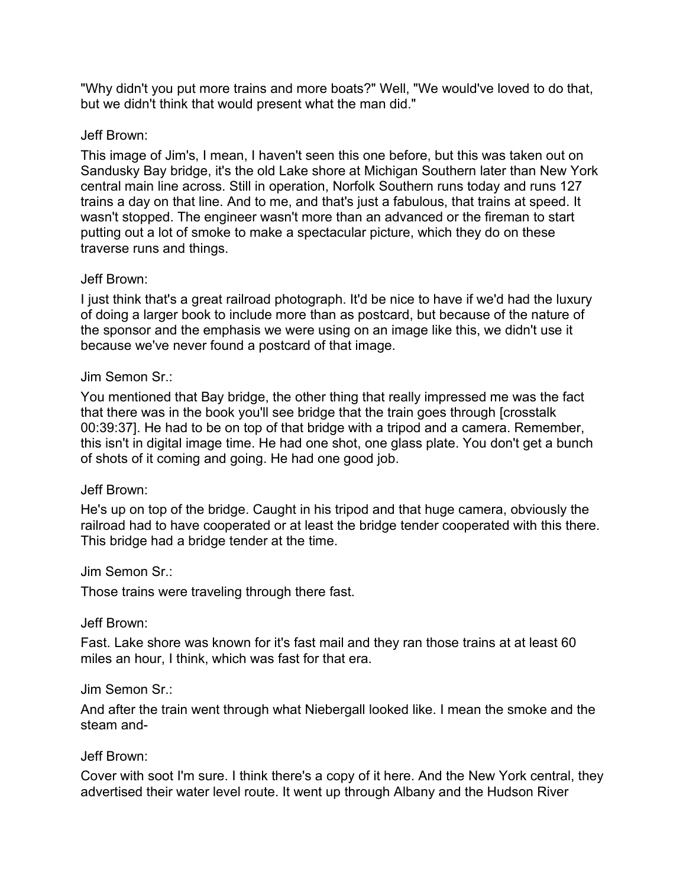"Why didn't you put more trains and more boats?" Well, "We would've loved to do that, but we didn't think that would present what the man did."

Jeff Brown:

This image of Jim's, I mean, I haven't seen this one before, but this was taken out on Sandusky Bay bridge, it's the old Lake shore at Michigan Southern later than New York central main line across. Still in operation, Norfolk Southern runs today and runs 127 trains a day on that line. And to me, and that's just a fabulous, that trains at speed. It wasn't stopped. The engineer wasn't more than an advanced or the fireman to start putting out a lot of smoke to make a spectacular picture, which they do on these traverse runs and things.

Jeff Brown:

I just think that's a great railroad photograph. It'd be nice to have if we'd had the luxury of doing a larger book to include more than as postcard, but because of the nature of the sponsor and the emphasis we were using on an image like this, we didn't use it because we've never found a postcard of that image.

Jim Semon Sr.:

You mentioned that Bay bridge, the other thing that really impressed me was the fact that there was in the book you'll see bridge that the train goes through [crosstalk 00:39:37]. He had to be on top of that bridge with a tripod and a camera. Remember, this isn't in digital image time. He had one shot, one glass plate. You don't get a bunch of shots of it coming and going. He had one good job.

Jeff Brown:

He's up on top of the bridge. Caught in his tripod and that huge camera, obviously the railroad had to have cooperated or at least the bridge tender cooperated with this there. This bridge had a bridge tender at the time.

Jim Semon Sr.:

Those trains were traveling through there fast.

Jeff Brown:

Fast. Lake shore was known for it's fast mail and they ran those trains at at least 60 miles an hour, I think, which was fast for that era.

Jim Semon Sr.:

And after the train went through what Niebergall looked like. I mean the smoke and the steam and-

Jeff Brown:

Cover with soot I'm sure. I think there's a copy of it here. And the New York central, they advertised their water level route. It went up through Albany and the Hudson River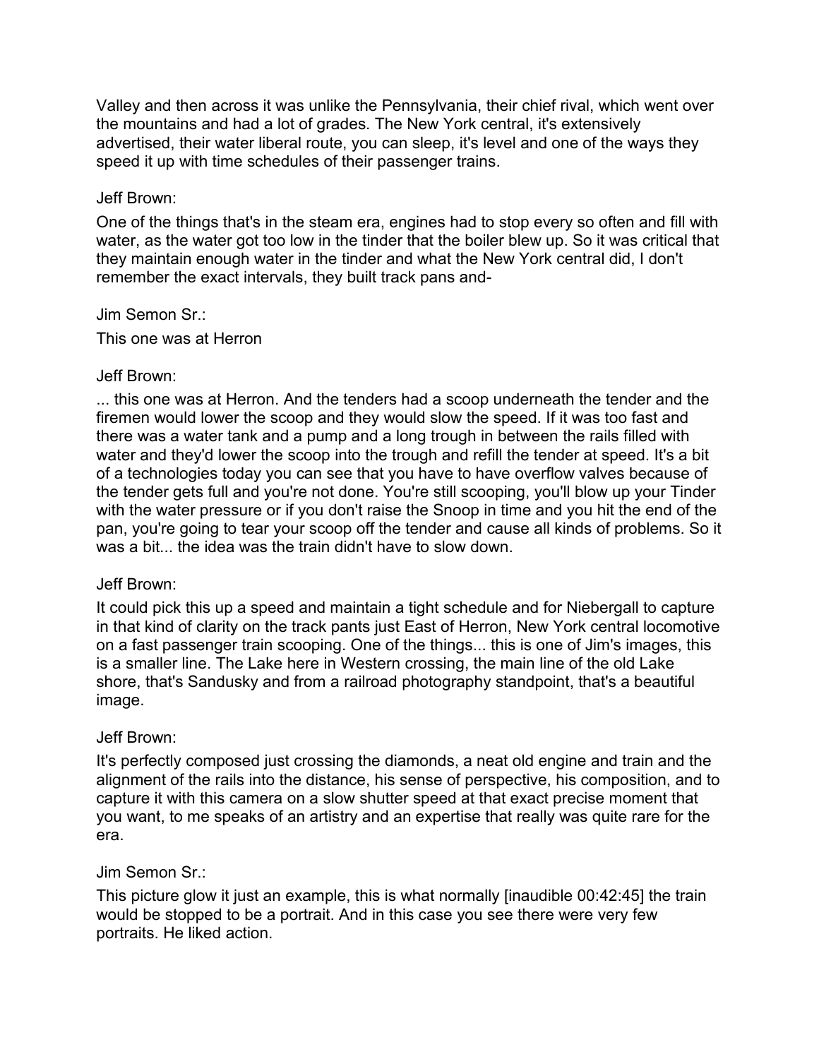Valley and then across it was unlike the Pennsylvania, their chief rival, which went over the mountains and had a lot of grades. The New York central, it's extensively advertised, their water liberal route, you can sleep, it's level and one of the ways they speed it up with time schedules of their passenger trains.

Jeff Brown:

One of the things that's in the steam era, engines had to stop every so often and fill with water, as the water got too low in the tinder that the boiler blew up. So it was critical that they maintain enough water in the tinder and what the New York central did, I don't remember the exact intervals, they built track pans and-

Jim Semon Sr.:

This one was at Herron

Jeff Brown:

... this one was at Herron. And the tenders had a scoop underneath the tender and the firemen would lower the scoop and they would slow the speed. If it was too fast and there was a water tank and a pump and a long trough in between the rails filled with water and they'd lower the scoop into the trough and refill the tender at speed. It's a bit of a technologies today you can see that you have to have overflow valves because of the tender gets full and you're not done. You're still scooping, you'll blow up your Tinder with the water pressure or if you don't raise the Snoop in time and you hit the end of the pan, you're going to tear your scoop off the tender and cause all kinds of problems. So it was a bit... the idea was the train didn't have to slow down.

Jeff Brown:

It could pick this up a speed and maintain a tight schedule and for Niebergall to capture in that kind of clarity on the track pants just East of Herron, New York central locomotive on a fast passenger train scooping. One of the things... this is one of Jim's images, this is a smaller line. The Lake here in Western crossing, the main line of the old Lake shore, that's Sandusky and from a railroad photography standpoint, that's a beautiful image.

Jeff Brown:

It's perfectly composed just crossing the diamonds, a neat old engine and train and the alignment of the rails into the distance, his sense of perspective, his composition, and to capture it with this camera on a slow shutter speed at that exact precise moment that you want, to me speaks of an artistry and an expertise that really was quite rare for the era.

Jim Semon Sr.:

This picture glow it just an example, this is what normally [inaudible 00:42:45] the train would be stopped to be a portrait. And in this case you see there were very few portraits. He liked action.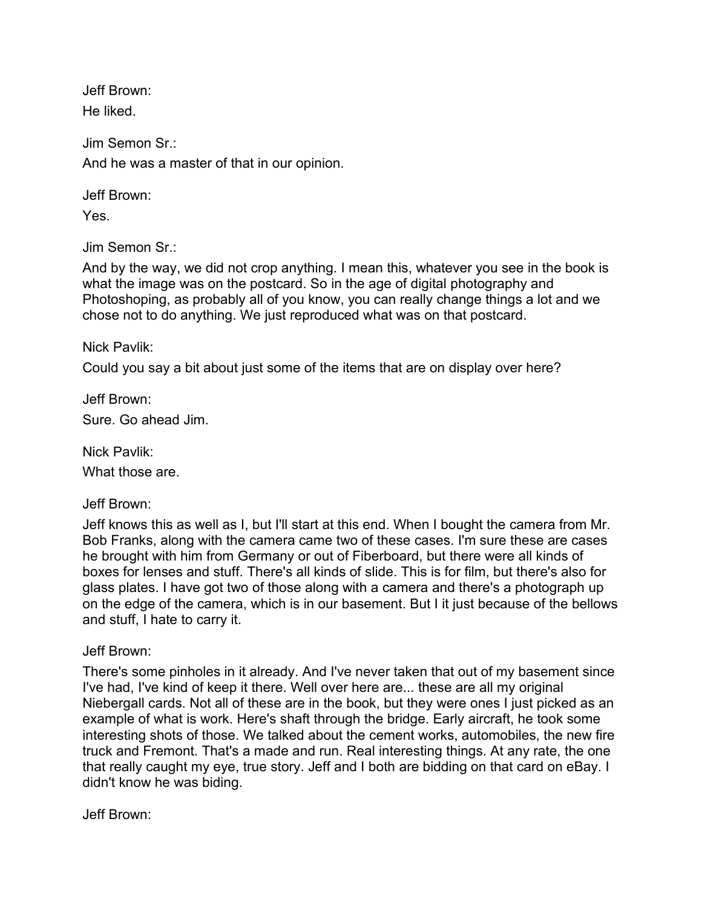Jeff Brown:

He liked.

Jim Semon Sr.:

And he was a master of that in our opinion.

Jeff Brown:

Yes.

Jim Semon Sr.:

And by the way, we did not crop anything. I mean this, whatever you see in the book is what the image was on the postcard. So in the age of digital photography and Photoshoping, as probably all of you know, you can really change things a lot and we chose not to do anything. We just reproduced what was on that postcard.

Nick Pavlik:

Could you say a bit about just some of the items that are on display over here?

Jeff Brown:

Sure. Go ahead Jim.

Nick Pavlik:

What those are.

Jeff Brown:

Jeff knows this as well as I, but I'll start at this end. When I bought the camera from Mr. Bob Franks, along with the camera came two of these cases. I'm sure these are cases he brought with him from Germany or out of Fiberboard, but there were all kinds of boxes for lenses and stuff. There's all kinds of slide. This is for film, but there's also for glass plates. I have got two of those along with a camera and there's a photograph up on the edge of the camera, which is in our basement. But I it just because of the bellows and stuff, I hate to carry it.

Jeff Brown:

There's some pinholes in it already. And I've never taken that out of my basement since I've had, I've kind of keep it there. Well over here are... these are all my original Niebergall cards. Not all of these are in the book, but they were ones I just picked as an example of what is work. Here's shaft through the bridge. Early aircraft, he took some interesting shots of those. We talked about the cement works, automobiles, the new fire truck and Fremont. That's a made and run. Real interesting things. At any rate, the one that really caught my eye, true story. Jeff and I both are bidding on that card on eBay. I didn't know he was biding.

Jeff Brown: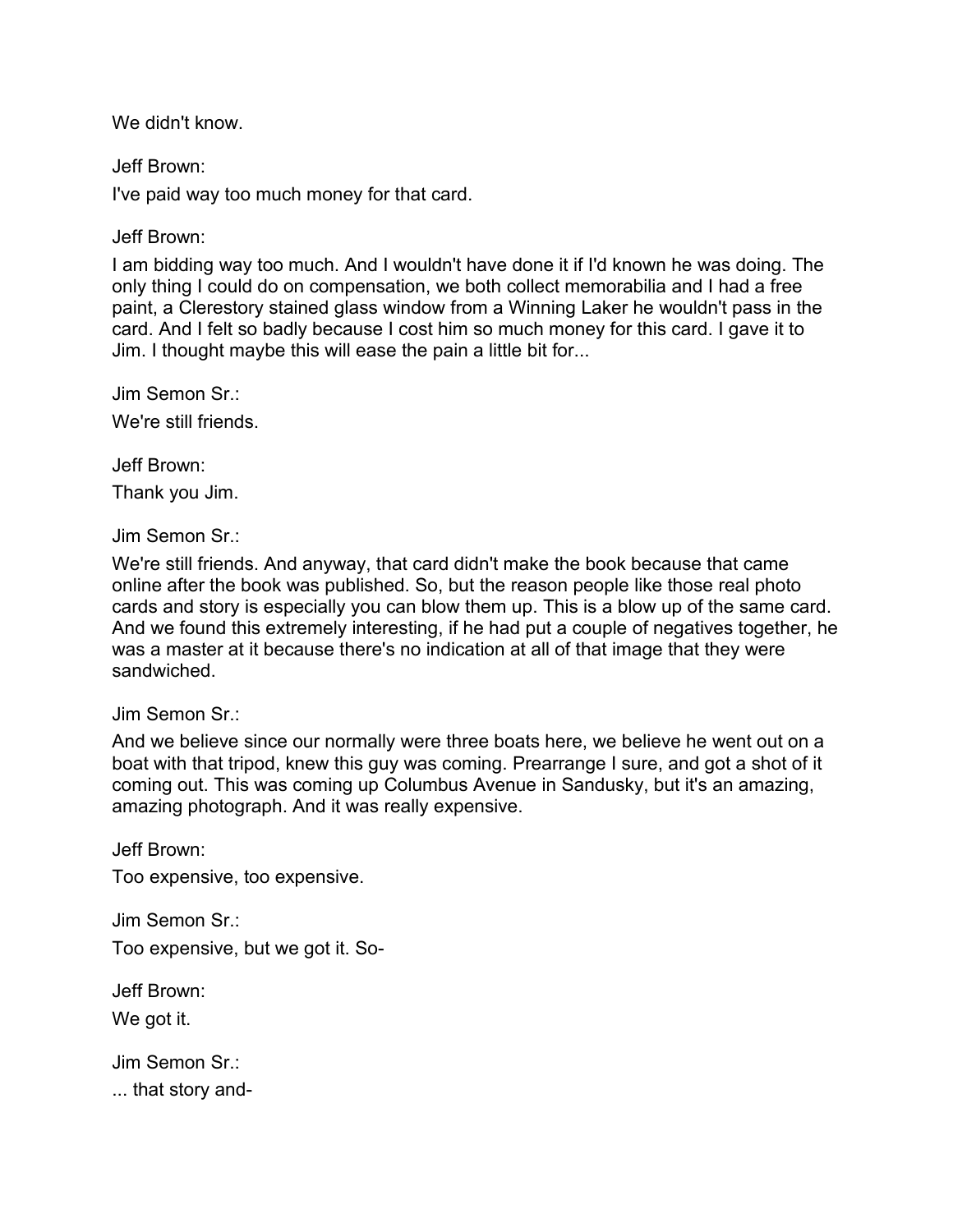We didn't know.

Jeff Brown:

I've paid way too much money for that card.

Jeff Brown:

I am bidding way too much. And I wouldn't have done it if I'd known he was doing. The only thing I could do on compensation, we both collect memorabilia and I had a free paint, a Clerestory stained glass window from a Winning Laker he wouldn't pass in the card. And I felt so badly because I cost him so much money for this card. I gave it to Jim. I thought maybe this will ease the pain a little bit for...

Jim Semon Sr.:

We're still friends.

Jeff Brown:

Thank you Jim.

Jim Semon Sr.:

We're still friends. And anyway, that card didn't make the book because that came online after the book was published. So, but the reason people like those real photo cards and story is especially you can blow them up. This is a blow up of the same card. And we found this extremely interesting, if he had put a couple of negatives together, he was a master at it because there's no indication at all of that image that they were sandwiched.

Jim Semon Sr.:

And we believe since our normally were three boats here, we believe he went out on a boat with that tripod, knew this guy was coming. Prearrange I sure, and got a shot of it coming out. This was coming up Columbus Avenue in Sandusky, but it's an amazing, amazing photograph. And it was really expensive.

Jeff Brown:

Too expensive, too expensive.

Jim Semon Sr.:

Too expensive, but we got it. So-

Jeff Brown:

We got it.

Jim Semon Sr.:

... that story and-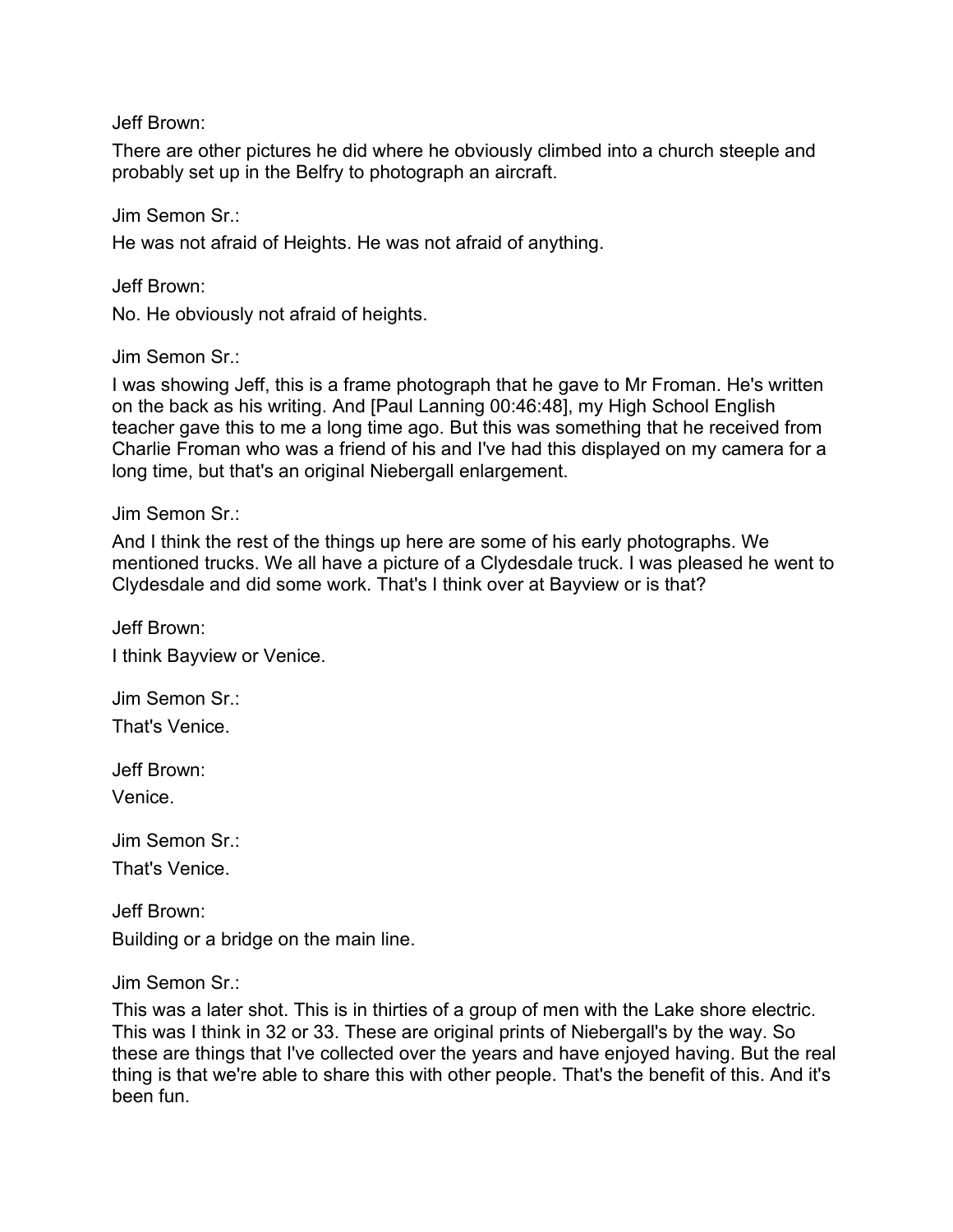Jeff Brown:

There are other pictures he did where he obviously climbed into a church steeple and probably set up in the Belfry to photograph an aircraft.

Jim Semon Sr.:

He was not afraid of Heights. He was not afraid of anything.

Jeff Brown:

No. He obviously not afraid of heights.

Jim Semon Sr.:

I was showing Jeff, this is a frame photograph that he gave to Mr Froman. He's written on the back as his writing. And [Paul Lanning 00:46:48], my High School English teacher gave this to me a long time ago. But this was something that he received from Charlie Froman who was a friend of his and I've had this displayed on my camera for a long time, but that's an original Niebergall enlargement.

Jim Semon Sr.:

And I think the rest of the things up here are some of his early photographs. We mentioned trucks. We all have a picture of a Clydesdale truck. I was pleased he went to Clydesdale and did some work. That's I think over at Bayview or is that?

Jeff Brown:

I think Bayview or Venice.

Jim Semon Sr.:

That's Venice.

Jeff Brown:

Venice.

Jim Semon Sr.:

That's Venice.

Jeff Brown:

Building or a bridge on the main line.

Jim Semon Sr.:

This was a later shot. This is in thirties of a group of men with the Lake shore electric. This was I think in 32 or 33. These are original prints of Niebergall's by the way. So these are things that I've collected over the years and have enjoyed having. But the real thing is that we're able to share this with other people. That's the benefit of this. And it's been fun.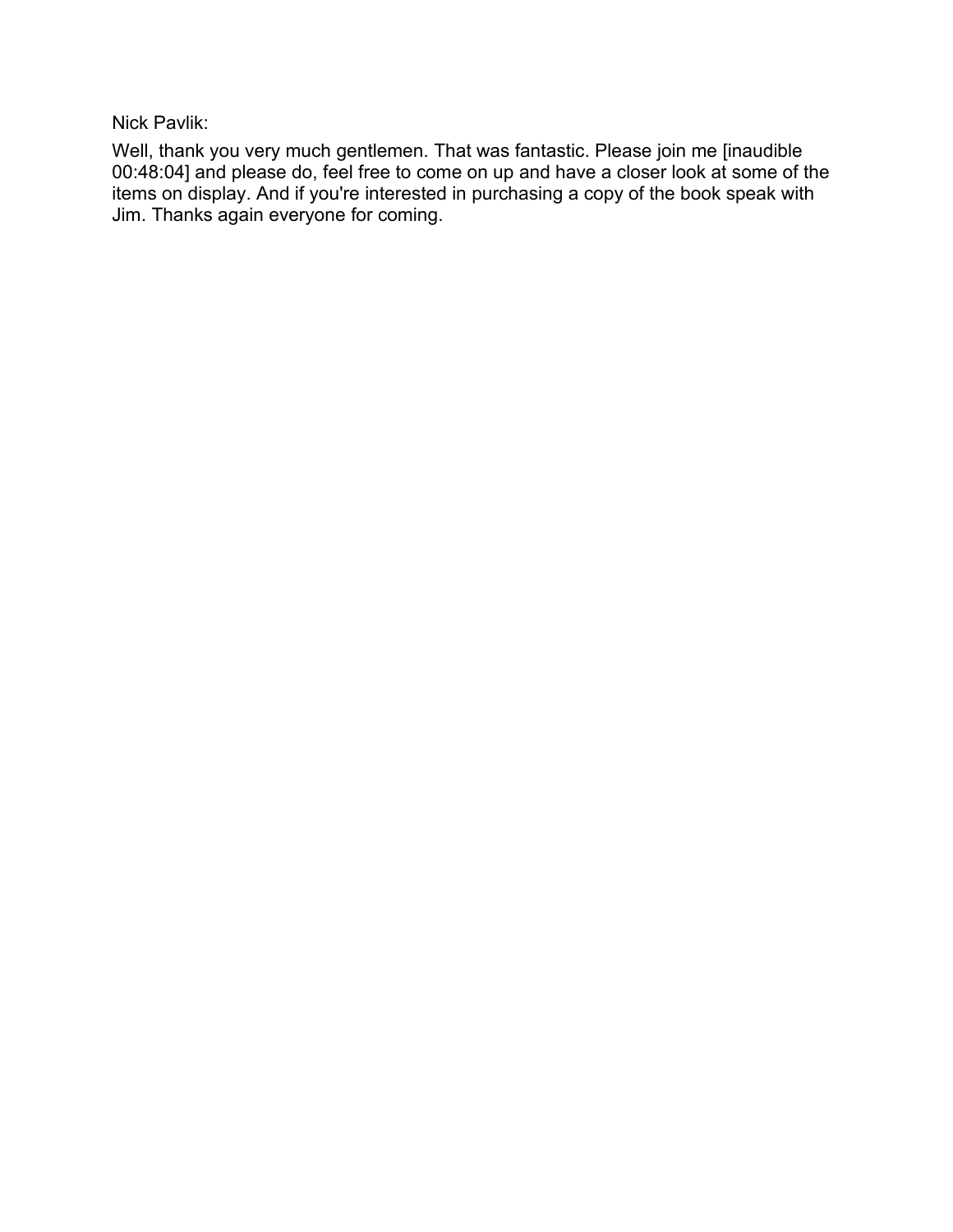Nick Pavlik:

Well, thank you very much gentlemen. That was fantastic. Please join me [inaudible 00:48:04] and please do, feel free to come on up and have a closer look at some of the items on display. And if you're interested in purchasing a copy of the book speak with Jim. Thanks again everyone for coming.